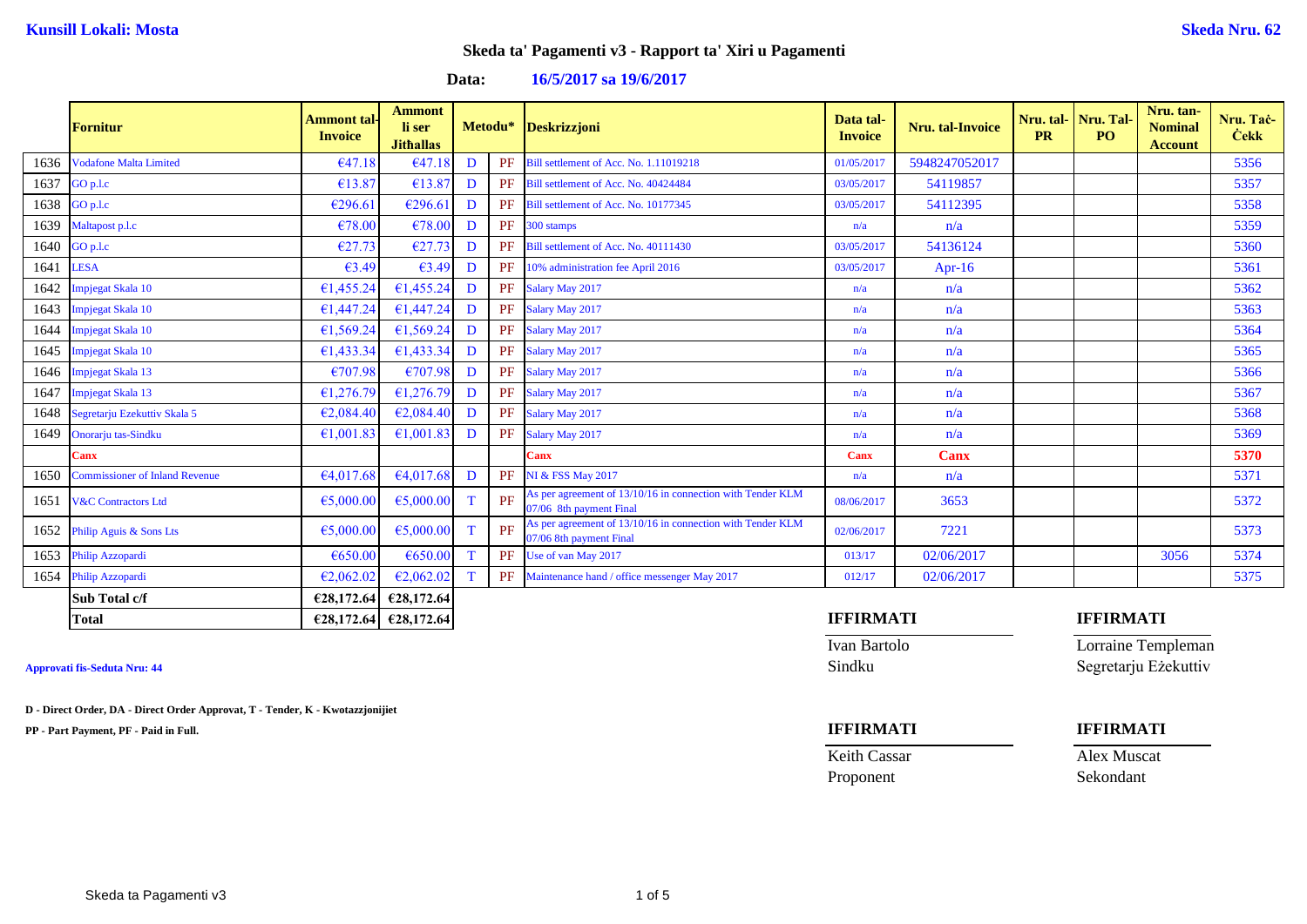**Kunsill Lokali: Mosta** **Skeda Nru. 62**

## Skeda ta' Pagamenti v3 - Rapport ta' Xiri u Pagamenti

**Data: 16/5/2017 sa 19/6/2017**

| | Fornitur | Ammont tal-Invoice | Ammont li ser Jitħallas | Metodu* | | Deskrizzjoni | Data tal-Invoice | Nru. tal-Invoice | Nru. tal-PR | Nru. Tal-PO | Nru. tan-Nominal Account | Nru. Taċ-Ċekk |
|---|---|---|---|---|---|---|---|---|---|---|---|---|
| 1636 | Vodafone Malta Limited | €47.18 | €47.18 | D | PF | Bill settlement of Acc. No. 1.11019218 | 01/05/2017 | 5948247052017 | | | | 5356 |
| 1637 | GO p.l.c | €13.87 | €13.87 | D | PF | Bill settlement of Acc. No. 40424484 | 03/05/2017 | 54119857 | | | | 5357 |
| 1638 | GO p.l.c | €296.61 | €296.61 | D | PF | Bill settlement of Acc. No. 10177345 | 03/05/2017 | 54112395 | | | | 5358 |
| 1639 | Maltapost p.l.c | €78.00 | €78.00 | D | PF | 300 stamps | n/a | n/a | | | | 5359 |
| 1640 | GO p.l.c | €27.73 | €27.73 | D | PF | Bill settlement of Acc. No. 40111430 | 03/05/2017 | 54136124 | | | | 5360 |
| 1641 | LESA | €3.49 | €3.49 | D | PF | 10% administration fee April 2016 | 03/05/2017 | Apr-16 | | | | 5361 |
| 1642 | Impjegat Skala 10 | €1,455.24 | €1,455.24 | D | PF | Salary May 2017 | n/a | n/a | | | | 5362 |
| 1643 | Impjegat Skala 10 | €1,447.24 | €1,447.24 | D | PF | Salary May 2017 | n/a | n/a | | | | 5363 |
| 1644 | Impjegat Skala 10 | €1,569.24 | €1,569.24 | D | PF | Salary May 2017 | n/a | n/a | | | | 5364 |
| 1645 | Impjegat Skala 10 | €1,433.34 | €1,433.34 | D | PF | Salary May 2017 | n/a | n/a | | | | 5365 |
| 1646 | Impjegat Skala 13 | €707.98 | €707.98 | D | PF | Salary May 2017 | n/a | n/a | | | | 5366 |
| 1647 | Impjegat Skala 13 | €1,276.79 | €1,276.79 | D | PF | Salary May 2017 | n/a | n/a | | | | 5367 |
| 1648 | Segretarju Ezekuttiv Skala 5 | €2,084.40 | €2,084.40 | D | PF | Salary May 2017 | n/a | n/a | | | | 5368 |
| 1649 | Onorarju tas-Sindku | €1,001.83 | €1,001.83 | D | PF | Salary May 2017 | n/a | n/a | | | | 5369 |
| | Canx | | | | | Canx | Canx | Canx | | | | 5370 |
| 1650 | Commissioner of Inland Revenue | €4,017.68 | €4,017.68 | D | PF | NI & FSS May 2017 | n/a | n/a | | | | 5371 |
| 1651 | V&C Contractors Ltd | €5,000.00 | €5,000.00 | T | PF | As per agreement of 13/10/16 in connection with Tender KLM 07/06 8th payment Final | 08/06/2017 | 3653 | | | | 5372 |
| 1652 | Philip Aguis & Sons Lts | €5,000.00 | €5,000.00 | T | PF | As per agreement of 13/10/16 in connection with Tender KLM 07/06 8th payment Final | 02/06/2017 | 7221 | | | | 5373 |
| 1653 | Philip Azzopardi | €650.00 | €650.00 | T | PF | Use of van May 2017 | 013/17 | 02/06/2017 | | | 3056 | 5374 |
| 1654 | Philip Azzopardi | €2,062.02 | €2,062.02 | T | PF | Maintenance hand / office messenger May 2017 | 012/17 | 02/06/2017 | | | | 5375 |
| | **Sub Total c/f** | **€28,172.64** | **€28,172.64** | | | | | | | | | |
| | **Total** | **€28,172.64** | **€28,172.64** | | | | | | | | | |

**Approvati fis-Seduta Nru: 44**

**D - Direct Order, DA - Direct Order Approvat, T - Tender, K - Kwotazzjonijiet**

**PP - Part Payment, PF - Paid in Full.**

| **IFFIRMATI** | **IFFIRMATI** |
|---|---|
| Ivan Bartolo | Lorraine Templeman |
| Sindku | Segretarju Eżekuttiv |

| **IFFIRMATI** | **IFFIRMATI** |
|---|---|
| Keith Cassar | Alex Muscat |
| Proponent | Sekondant |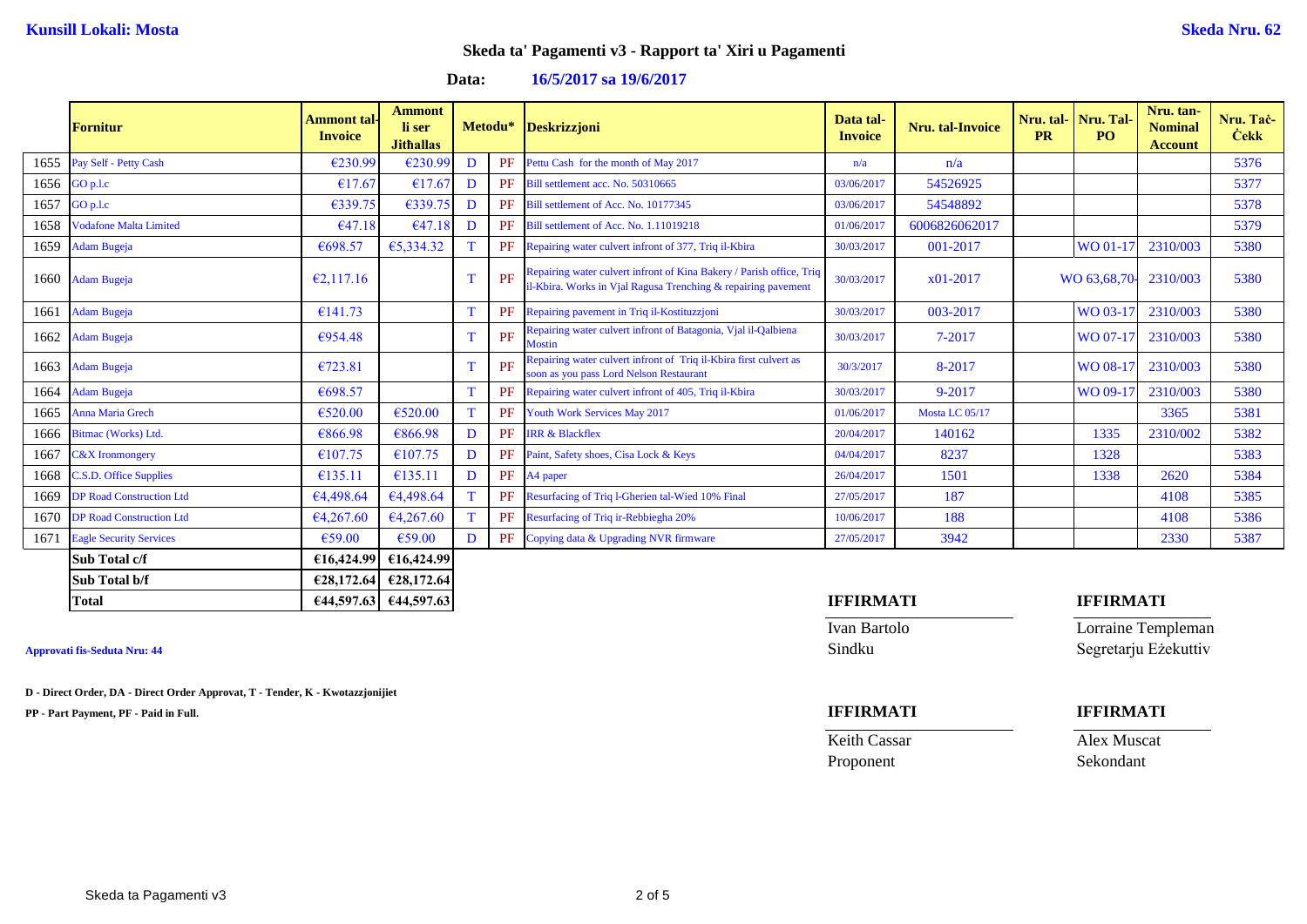**Kunsill Lokali: Mosta**

**Skeda Nru. 62**

## Skeda ta' Pagamenti v3 - Rapport ta' Xiri u Pagamenti

**Data: 16/5/2017 sa 19/6/2017**

| | Fornitur | Ammont tal-Invoice | Ammont li ser Jithallas | Metodu* | | Deskrizzjoni | Data tal-Invoice | Nru. tal-Invoice | Nru. tal-PR | Nru. Tal-PO | Nru. tan-Nominal Account | Nru. Taċ-Ċekk |
|---|---|---|---|---|---|---|---|---|---|---|---|---|
| 1655 | Pay Self - Petty Cash | €230.99 | €230.99 | D | PF | Pettu Cash for the month of May 2017 | n/a | n/a | | | | 5376 |
| 1656 | GO p.l.c | €17.67 | €17.67 | D | PF | Bill settlement acc. No. 50310665 | 03/06/2017 | 54526925 | | | | 5377 |
| 1657 | GO p.l.c | €339.75 | €339.75 | D | PF | Bill settlement of Acc. No. 10177345 | 03/06/2017 | 54548892 | | | | 5378 |
| 1658 | Vodafone Malta Limited | €47.18 | €47.18 | D | PF | Bill settlement of Acc. No. 1.11019218 | 01/06/2017 | 6006826062017 | | | | 5379 |
| 1659 | Adam Bugeja | €698.57 | €5,334.32 | T | PF | Repairing water culvert infront of 377, Triq il-Kbira | 30/03/2017 | 001-2017 | | WO 01-17 | 2310/003 | 5380 |
| 1660 | Adam Bugeja | €2,117.16 | | T | PF | Repairing water culvert infront of Kina Bakery / Parish office, Triq il-Kbira. Works in Vjal Ragusa Trenching & repairing pavement | 30/03/2017 | x01-2017 | | WO 63,68,70- | 2310/003 | 5380 |
| 1661 | Adam Bugeja | €141.73 | | T | PF | Repairing pavement in Triq il-Kostituzzjoni | 30/03/2017 | 003-2017 | | WO 03-17 | 2310/003 | 5380 |
| 1662 | Adam Bugeja | €954.48 | | T | PF | Repairing water culvert infront of Batagonia, Vjal il-Qalbiena Mostin | 30/03/2017 | 7-2017 | | WO 07-17 | 2310/003 | 5380 |
| 1663 | Adam Bugeja | €723.81 | | T | PF | Repairing water culvert infront of Triq il-Kbira first culvert as soon as you pass Lord Nelson Restaurant | 30/3/2017 | 8-2017 | | WO 08-17 | 2310/003 | 5380 |
| 1664 | Adam Bugeja | €698.57 | | T | PF | Repairing water culvert infront of 405, Triq il-Kbira | 30/03/2017 | 9-2017 | | WO 09-17 | 2310/003 | 5380 |
| 1665 | Anna Maria Grech | €520.00 | €520.00 | T | PF | Youth Work Services May 2017 | 01/06/2017 | Mosta LC 05/17 | | | 3365 | 5381 |
| 1666 | Bitmac (Works) Ltd. | €866.98 | €866.98 | D | PF | IRR & Blackflex | 20/04/2017 | 140162 | | 1335 | 2310/002 | 5382 |
| 1667 | C&X Ironmongery | €107.75 | €107.75 | D | PF | Paint, Safety shoes, Cisa Lock & Keys | 04/04/2017 | 8237 | | 1328 | | 5383 |
| 1668 | C.S.D. Office Supplies | €135.11 | €135.11 | D | PF | A4 paper | 26/04/2017 | 1501 | | 1338 | 2620 | 5384 |
| 1669 | DP Road Construction Ltd | €4,498.64 | €4,498.64 | T | PF | Resurfacing of Triq l-Gherien tal-Wied 10% Final | 27/05/2017 | 187 | | | 4108 | 5385 |
| 1670 | DP Road Construction Ltd | €4,267.60 | €4,267.60 | T | PF | Resurfacing of Triq ir-Rebbiegha 20% | 10/06/2017 | 188 | | | 4108 | 5386 |
| 1671 | Eagle Security Services | €59.00 | €59.00 | D | PF | Copying data & Upgrading NVR firmware | 27/05/2017 | 3942 | | | 2330 | 5387 |
| | **Sub Total c/f** | **€16,424.99** | **€16,424.99** | | | | | | | | | |
| | **Sub Total b/f** | **€28,172.64** | **€28,172.64** | | | | | | | | | |
| | **Total** | **€44,597.63** | **€44,597.63** | | | | | | | | | |

**IFFIRMATI**

Ivan Bartolo
Sindku

**IFFIRMATI**

Lorraine Templeman
Segretarju Eżekuttiv

**Approvati fis-Seduta Nru: 44**

**D - Direct Order, DA - Direct Order Approvat, T - Tender, K - Kwotazzjonijiet**

**PP - Part Payment, PF - Paid in Full.**

**IFFIRMATI**

Keith Cassar
Proponent

**IFFIRMATI**

Alex Muscat
Sekondant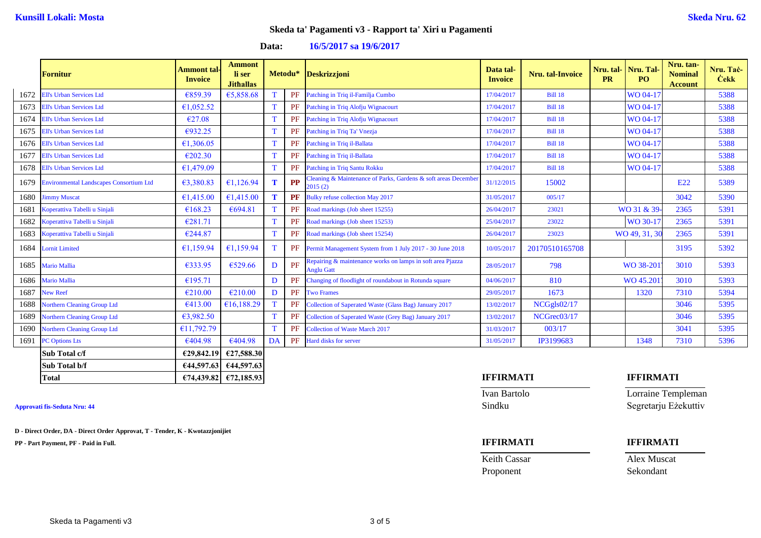**Kunsill Lokali: Mosta** **Skeda Nru. 62**

## Skeda ta' Pagamenti v3 - Rapport ta' Xiri u Pagamenti

**Data: 16/5/2017 sa 19/6/2017**

| | Fornitur | Ammont tal-Invoice | Ammont li ser Jithallas | Metodu* | | Deskrizzjoni | Data tal-Invoice | Nru. tal-Invoice | Nru. tal-PR | Nru. Tal-PO | Nru. tan-Nominal Account | Nru. Taċ-Ċekk |
|---|---|---|---|---|---|---|---|---|---|---|---|---|
| 1672 | Ell's Urban Services Ltd | €859.39 | €5,858.68 | T | PF | Patching in Triq il-Familja Cumbo | 17/04/2017 | Bill 18 | | WO 04-17 | | 5388 |
| 1673 | Ell's Urban Services Ltd | €1,052.52 | | T | PF | Patching in Triq Alofju Wignacourt | 17/04/2017 | Bill 18 | | WO 04-17 | | 5388 |
| 1674 | Ell's Urban Services Ltd | €27.08 | | T | PF | Patching in Triq Alofju Wignacourt | 17/04/2017 | Bill 18 | | WO 04-17 | | 5388 |
| 1675 | Ell's Urban Services Ltd | €932.25 | | T | PF | Patching in Triq Ta' Vnezja | 17/04/2017 | Bill 18 | | WO 04-17 | | 5388 |
| 1676 | Ell's Urban Services Ltd | €1,306.05 | | T | PF | Patching in Triq il-Ballata | 17/04/2017 | Bill 18 | | WO 04-17 | | 5388 |
| 1677 | Ell's Urban Services Ltd | €202.30 | | T | PF | Patching in Triq il-Ballata | 17/04/2017 | Bill 18 | | WO 04-17 | | 5388 |
| 1678 | Ell's Urban Services Ltd | €1,479.09 | | T | PF | Patching in Triq Santu Rokku | 17/04/2017 | Bill 18 | | WO 04-17 | | 5388 |
| 1679 | Environmental Landscapes Consortium Ltd | €3,380.83 | €1,126.94 | T | PP | Cleaning & Maintenance of Parks, Gardens & soft areas December 2015 (2) | 31/12/2015 | 15002 | | | E22 | 5389 |
| 1680 | Jimmy Muscat | €1,415.00 | €1,415.00 | T | PF | Bulky refuse collection May 2017 | 31/05/2017 | 005/17 | | | 3042 | 5390 |
| 1681 | Koperattiva Tabelli u Sinjali | €168.23 | €694.81 | T | PF | Road markings (Job sheet 15255) | 26/04/2017 | 23021 | | WO 31 & 39- | 2365 | 5391 |
| 1682 | Koperattiva Tabelli u Sinjali | €281.71 | | T | PF | Road markings (Job sheet 15253) | 25/04/2017 | 23022 | | WO 30-17 | 2365 | 5391 |
| 1683 | Koperattiva Tabelli u Sinjali | €244.87 | | T | PF | Road markings (Job sheet 15254) | 26/04/2017 | 23023 | | WO 49, 31, 30 | 2365 | 5391 |
| 1684 | Lornit Limited | €1,159.94 | €1,159.94 | T | PF | Permit Management System from 1 July 2017 - 30 June 2018 | 10/05/2017 | 20170510165708 | | | 3195 | 5392 |
| 1685 | Mario Mallia | €333.95 | €529.66 | D | PF | Repairing & maintenance works on lamps in soft area Pjazza Anglu Gatt | 28/05/2017 | 798 | | WO 38-201 | 3010 | 5393 |
| 1686 | Mario Mallia | €195.71 | | D | PF | Changing of floodlight of roundabout in Rotunda square | 04/06/2017 | 810 | | WO 45.201 | 3010 | 5393 |
| 1687 | New Reef | €210.00 | €210.00 | D | PF | Two Frames | 29/05/2017 | 1673 | | 1320 | 7310 | 5394 |
| 1688 | Northern Cleaning Group Ltd | €413.00 | €16,188.29 | T | PF | Collection of Saperated Waste (Glass Bag) January 2017 | 13/02/2017 | NCGgls02/17 | | | 3046 | 5395 |
| 1689 | Northern Cleaning Group Ltd | €3,982.50 | | T | PF | Collection of Saperated Waste (Grey Bag) January 2017 | 13/02/2017 | NCGrec03/17 | | | 3046 | 5395 |
| 1690 | Northern Cleaning Group Ltd | €11,792.79 | | T | PF | Collection of Waste March 2017 | 31/03/2017 | 003/17 | | | 3041 | 5395 |
| 1691 | PC Options Lts | €404.98 | €404.98 | DA | PF | Hard disks for server | 31/05/2017 | IP3199683 | | 1348 | 7310 | 5396 |
| | **Sub Total c/f** | **€29,842.19** | **€27,588.30** | | | | | | | | | |
| | **Sub Total b/f** | **€44,597.63** | **€44,597.63** | | | | | | | | | |
| | **Total** | **€74,439.82** | **€72,185.93** | | | | | | | | | |

**Approvati fis-Seduta Nru: 44**

**D - Direct Order, DA - Direct Order Approvat, T - Tender, K - Kwotazzjonijiet**

**PP - Part Payment, PF - Paid in Full.**

| **IFFIRMATI** | **IFFIRMATI** |
|---|---|
| Ivan Bartolo | Lorraine Templeman |
| Sindku | Segretarju Eżekuttiv |

| **IFFIRMATI** | **IFFIRMATI** |
|---|---|
| Keith Cassar | Alex Muscat |
| Proponent | Sekondant |

Skeda ta Pagamenti v3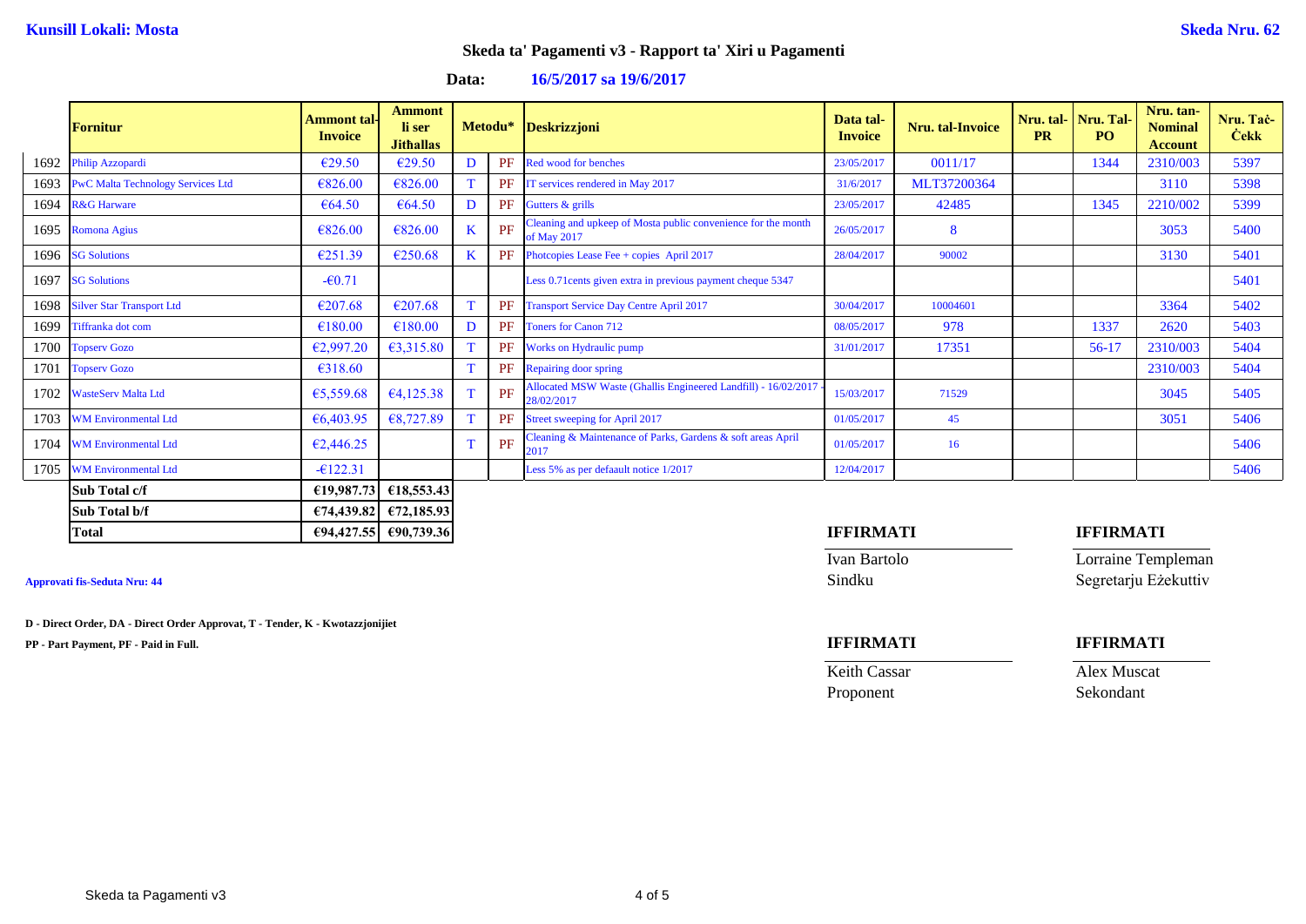**Kunsill Lokali: Mosta** **Skeda Nru. 62**

## Skeda ta' Pagamenti v3 - Rapport ta' Xiri u Pagamenti

**Data: 16/5/2017 sa 19/6/2017**

| | Fornitur | Ammont tal-Invoice | Ammont li ser Jithallas | Metodu* | | Deskrizzjoni | Data tal-Invoice | Nru. tal-Invoice | Nru. tal-PR | Nru. Tal-PO | Nru. tan-Nominal Account | Nru. Taċ-Ċekk |
|---|---|---|---|---|---|---|---|---|---|---|---|---|
| 1692 | Philip Azzopardi | €29.50 | €29.50 | D | PF | Red wood for benches | 23/05/2017 | 0011/17 | | 1344 | 2310/003 | 5397 |
| 1693 | PwC Malta Technology Services Ltd | €826.00 | €826.00 | T | PF | IT services rendered in May 2017 | 31/6/2017 | MLT37200364 | | | 3110 | 5398 |
| 1694 | R&G Harware | €64.50 | €64.50 | D | PF | Gutters & grills | 23/05/2017 | 42485 | | 1345 | 2210/002 | 5399 |
| 1695 | Romona Agius | €826.00 | €826.00 | K | PF | Cleaning and upkeep of Mosta public convenience for the month of May 2017 | 26/05/2017 | 8 | | | 3053 | 5400 |
| 1696 | SG Solutions | €251.39 | €250.68 | K | PF | Photcopies Lease Fee + copies April 2017 | 28/04/2017 | 90002 | | | 3130 | 5401 |
| 1697 | SG Solutions | -€0.71 | | | | Less 0.71cents given extra in previous payment cheque 5347 | | | | | | 5401 |
| 1698 | Silver Star Transport Ltd | €207.68 | €207.68 | T | PF | Transport Service Day Centre April 2017 | 30/04/2017 | 10004601 | | | 3364 | 5402 |
| 1699 | Tiffranka dot com | €180.00 | €180.00 | D | PF | Toners for Canon 712 | 08/05/2017 | 978 | | 1337 | 2620 | 5403 |
| 1700 | Topserv Gozo | €2,997.20 | €3,315.80 | T | PF | Works on Hydraulic pump | 31/01/2017 | 17351 | | 56-17 | 2310/003 | 5404 |
| 1701 | Topserv Gozo | €318.60 | | T | PF | Repairing door spring | | | | | 2310/003 | 5404 |
| 1702 | WasteServ Malta Ltd | €5,559.68 | €4,125.38 | T | PF | Allocated MSW Waste (Ghallis Engineered Landfill) - 16/02/2017 - 28/02/2017 | 15/03/2017 | 71529 | | | 3045 | 5405 |
| 1703 | WM Environmental Ltd | €6,403.95 | €8,727.89 | T | PF | Street sweeping for April 2017 | 01/05/2017 | 45 | | | 3051 | 5406 |
| 1704 | WM Environmental Ltd | €2,446.25 | | T | PF | Cleaning & Maintenance of Parks, Gardens & soft areas April 2017 | 01/05/2017 | 16 | | | | 5406 |
| 1705 | WM Environmental Ltd | -€122.31 | | | | Less 5% as per defaault notice 1/2017 | 12/04/2017 | | | | | 5406 |
| | **Sub Total c/f** | **€19,987.73** | **€18,553.43** | | | | | | | | | |
| | **Sub Total b/f** | **€74,439.82** | **€72,185.93** | | | | | | | | | |
| | **Total** | **€94,427.55** | **€90,739.36** | | | | | | | | | |

**Approvati fis-Seduta Nru: 44**

**D - Direct Order, DA - Direct Order Approvat, T - Tender, K - Kwotazzjonijiet**

**PP - Part Payment, PF - Paid in Full.**

**IFFIRMATI**
Ivan Bartolo
Sindku

**IFFIRMATI**
Lorraine Templeman
Segretarju Eżekuttiv

**IFFIRMATI**
Keith Cassar
Proponent

**IFFIRMATI**
Alex Muscat
Sekondant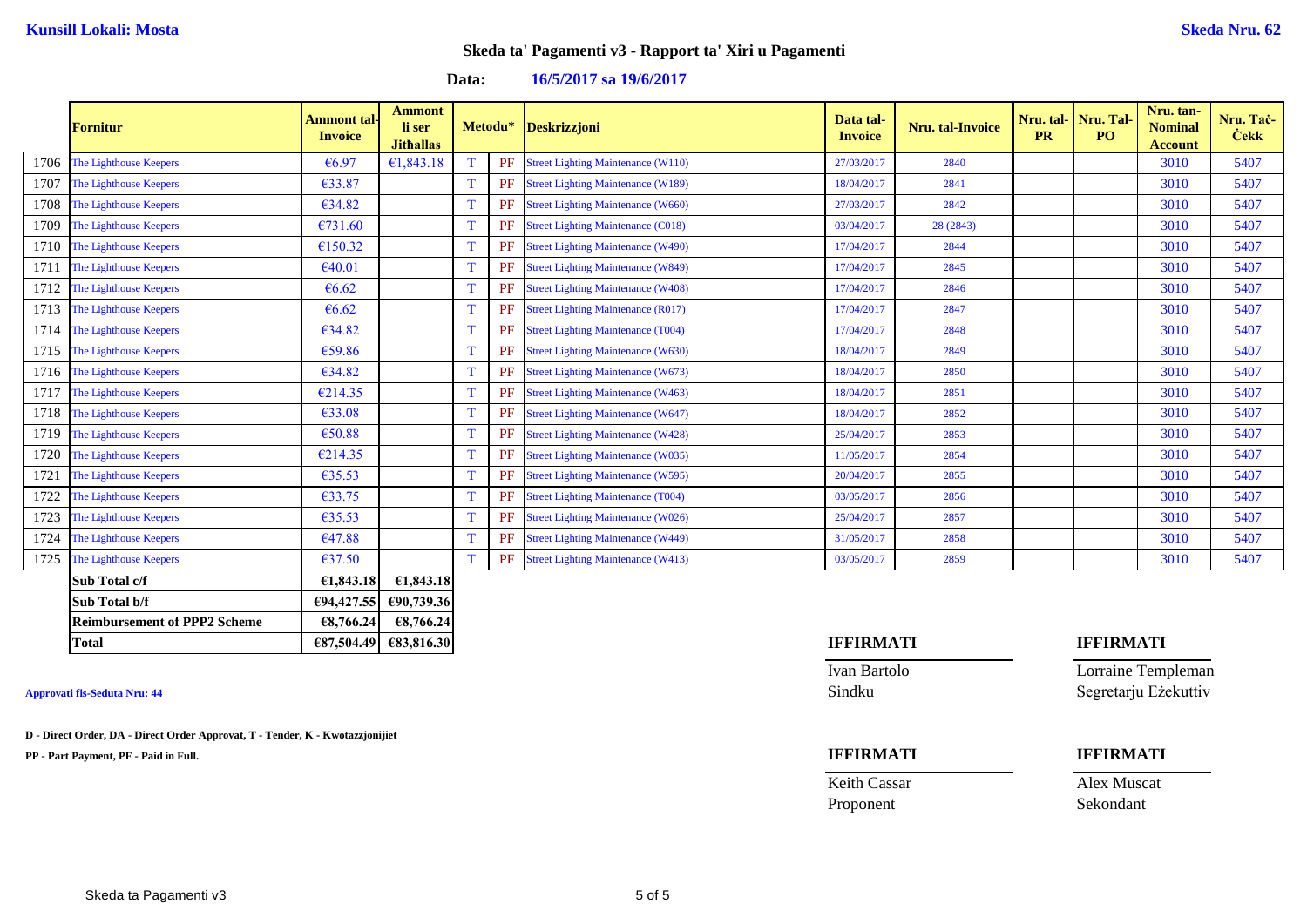**Kunsill Lokali: Mosta**

**Skeda Nru. 62**

## Skeda ta' Pagamenti v3 - Rapport ta' Xiri u Pagamenti

**Data: 16/5/2017 sa 19/6/2017**

| | Fornitur | Ammont tal-Invoice | Ammont li ser Jithallas | Metodu* | | Deskrizzjoni | Data tal-Invoice | Nru. tal-Invoice | Nru. tal-PR | Nru. Tal-PO | Nru. tan-Nominal Account | Nru. Taċ-Ċekk |
|---|---|---|---|---|---|---|---|---|---|---|---|---|
| 1706 | The Lighthouse Keepers | €6.97 | €1,843.18 | T | PF | Street Lighting Maintenance (W110) | 27/03/2017 | 2840 | | | 3010 | 5407 |
| 1707 | The Lighthouse Keepers | €33.87 | | T | PF | Street Lighting Maintenance (W189) | 18/04/2017 | 2841 | | | 3010 | 5407 |
| 1708 | The Lighthouse Keepers | €34.82 | | T | PF | Street Lighting Maintenance (W660) | 27/03/2017 | 2842 | | | 3010 | 5407 |
| 1709 | The Lighthouse Keepers | €731.60 | | T | PF | Street Lighting Maintenance (C018) | 03/04/2017 | 28 (2843) | | | 3010 | 5407 |
| 1710 | The Lighthouse Keepers | €150.32 | | T | PF | Street Lighting Maintenance (W490) | 17/04/2017 | 2844 | | | 3010 | 5407 |
| 1711 | The Lighthouse Keepers | €40.01 | | T | PF | Street Lighting Maintenance (W849) | 17/04/2017 | 2845 | | | 3010 | 5407 |
| 1712 | The Lighthouse Keepers | €6.62 | | T | PF | Street Lighting Maintenance (W408) | 17/04/2017 | 2846 | | | 3010 | 5407 |
| 1713 | The Lighthouse Keepers | €6.62 | | T | PF | Street Lighting Maintenance (R017) | 17/04/2017 | 2847 | | | 3010 | 5407 |
| 1714 | The Lighthouse Keepers | €34.82 | | T | PF | Street Lighting Maintenance (T004) | 17/04/2017 | 2848 | | | 3010 | 5407 |
| 1715 | The Lighthouse Keepers | €59.86 | | T | PF | Street Lighting Maintenance (W630) | 18/04/2017 | 2849 | | | 3010 | 5407 |
| 1716 | The Lighthouse Keepers | €34.82 | | T | PF | Street Lighting Maintenance (W673) | 18/04/2017 | 2850 | | | 3010 | 5407 |
| 1717 | The Lighthouse Keepers | €214.35 | | T | PF | Street Lighting Maintenance (W463) | 18/04/2017 | 2851 | | | 3010 | 5407 |
| 1718 | The Lighthouse Keepers | €33.08 | | T | PF | Street Lighting Maintenance (W647) | 18/04/2017 | 2852 | | | 3010 | 5407 |
| 1719 | The Lighthouse Keepers | €50.88 | | T | PF | Street Lighting Maintenance (W428) | 25/04/2017 | 2853 | | | 3010 | 5407 |
| 1720 | The Lighthouse Keepers | €214.35 | | T | PF | Street Lighting Maintenance (W035) | 11/05/2017 | 2854 | | | 3010 | 5407 |
| 1721 | The Lighthouse Keepers | €35.53 | | T | PF | Street Lighting Maintenance (W595) | 20/04/2017 | 2855 | | | 3010 | 5407 |
| 1722 | The Lighthouse Keepers | €33.75 | | T | PF | Street Lighting Maintenance (T004) | 03/05/2017 | 2856 | | | 3010 | 5407 |
| 1723 | The Lighthouse Keepers | €35.53 | | T | PF | Street Lighting Maintenance (W026) | 25/04/2017 | 2857 | | | 3010 | 5407 |
| 1724 | The Lighthouse Keepers | €47.88 | | T | PF | Street Lighting Maintenance (W449) | 31/05/2017 | 2858 | | | 3010 | 5407 |
| 1725 | The Lighthouse Keepers | €37.50 | | T | PF | Street Lighting Maintenance (W413) | 03/05/2017 | 2859 | | | 3010 | 5407 |

| | | |
|---|---|---|
| **Sub Total c/f** | **€1,843.18** | **€1,843.18** |
| **Sub Total b/f** | **€94,427.55** | **€90,739.36** |
| **Reimbursement of PPP2 Scheme** | **€8,766.24** | **€8,766.24** |
| **Total** | **€87,504.49** | **€83,816.30** |

**Approvati fis-Seduta Nru: 44**

**D - Direct Order, DA - Direct Order Approvat, T - Tender, K - Kwotazzjonijiet**

**PP - Part Payment, PF - Paid in Full.**

**IFFIRMATI**

Ivan Bartolo
Sindku

**IFFIRMATI**

Lorraine Templeman
Segretarju Eżekuttiv

**IFFIRMATI**

Keith Cassar
Proponent

**IFFIRMATI**

Alex Muscat
Sekondant